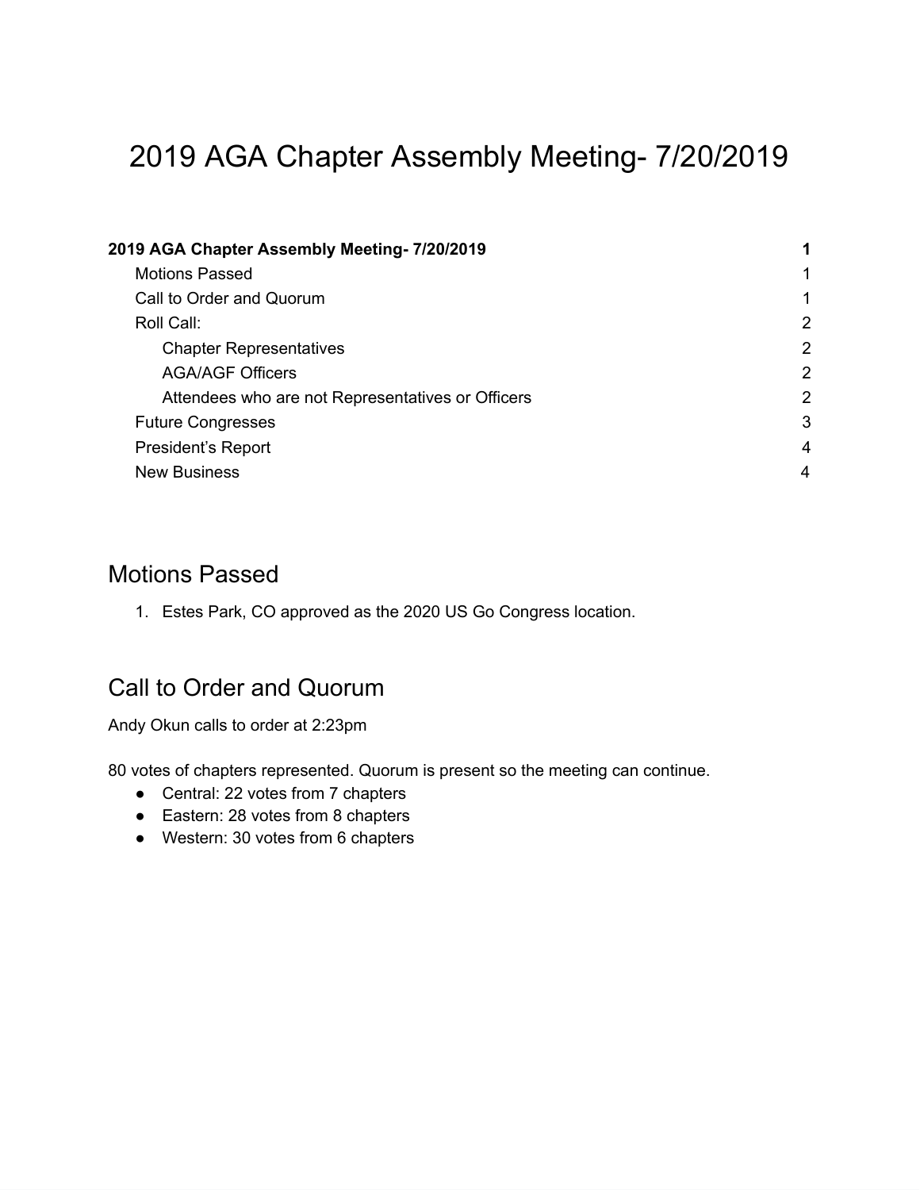# 2019 AGA Chapter Assembly Meeting- 7/20/2019

| | |
|---|---|
| **2019 AGA Chapter Assembly Meeting- 7/20/2019** | **1** |
| Motions Passed | 1 |
| Call to Order and Quorum | 1 |
| Roll Call: | 2 |
| Chapter Representatives | 2 |
| AGA/AGF Officers | 2 |
| Attendees who are not Representatives or Officers | 2 |
| Future Congresses | 3 |
| President's Report | 4 |
| New Business | 4 |

## Motions Passed

1. Estes Park, CO approved as the 2020 US Go Congress location.

## Call to Order and Quorum

Andy Okun calls to order at 2:23pm

80 votes of chapters represented. Quorum is present so the meeting can continue.

- Central: 22 votes from 7 chapters
- Eastern: 28 votes from 8 chapters
- Western: 30 votes from 6 chapters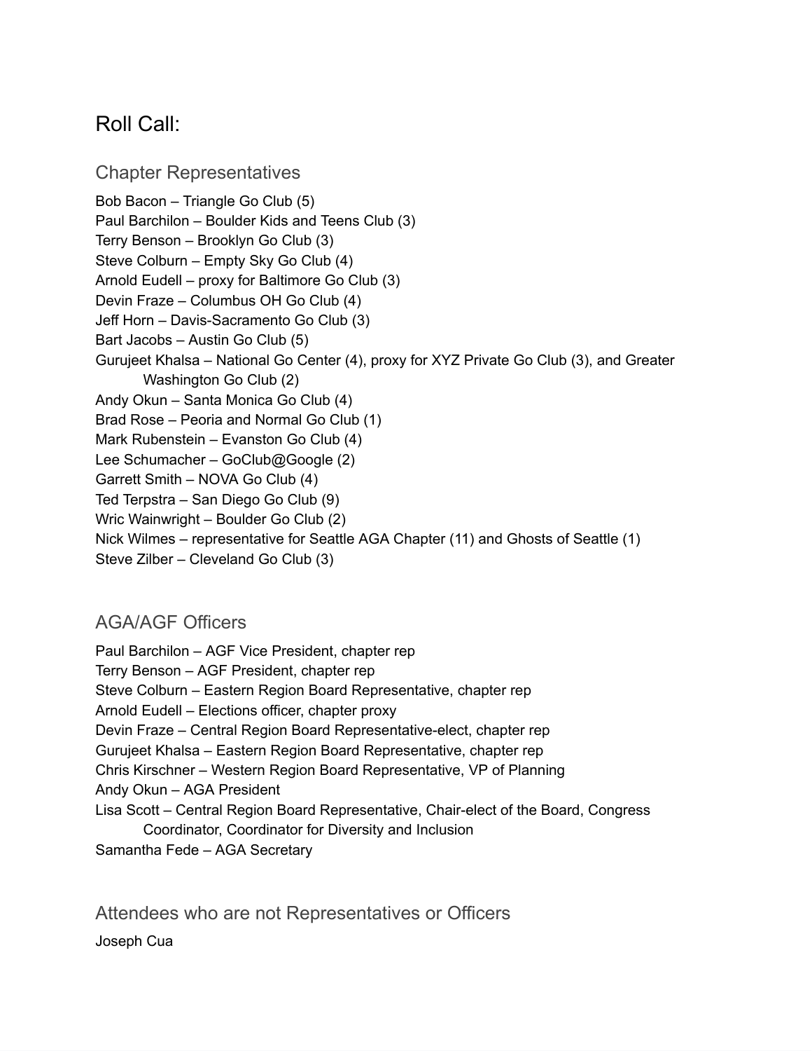# Roll Call:

## Chapter Representatives

Bob Bacon – Triangle Go Club (5)
Paul Barchilon – Boulder Kids and Teens Club (3)
Terry Benson – Brooklyn Go Club (3)
Steve Colburn – Empty Sky Go Club (4)
Arnold Eudell – proxy for Baltimore Go Club (3)
Devin Fraze – Columbus OH Go Club (4)
Jeff Horn – Davis-Sacramento Go Club (3)
Bart Jacobs – Austin Go Club (5)
Gurujeet Khalsa – National Go Center (4), proxy for XYZ Private Go Club (3), and Greater Washington Go Club (2)
Andy Okun – Santa Monica Go Club (4)
Brad Rose – Peoria and Normal Go Club (1)
Mark Rubenstein – Evanston Go Club (4)
Lee Schumacher – GoClub@Google (2)
Garrett Smith – NOVA Go Club (4)
Ted Terpstra – San Diego Go Club (9)
Wric Wainwright – Boulder Go Club (2)
Nick Wilmes – representative for Seattle AGA Chapter (11) and Ghosts of Seattle (1)
Steve Zilber – Cleveland Go Club (3)

## AGA/AGF Officers

Paul Barchilon – AGF Vice President, chapter rep
Terry Benson – AGF President, chapter rep
Steve Colburn – Eastern Region Board Representative, chapter rep
Arnold Eudell – Elections officer, chapter proxy
Devin Fraze – Central Region Board Representative-elect, chapter rep
Gurujeet Khalsa – Eastern Region Board Representative, chapter rep
Chris Kirschner – Western Region Board Representative, VP of Planning
Andy Okun – AGA President
Lisa Scott – Central Region Board Representative, Chair-elect of the Board, Congress Coordinator, Coordinator for Diversity and Inclusion
Samantha Fede – AGA Secretary

## Attendees who are not Representatives or Officers

Joseph Cua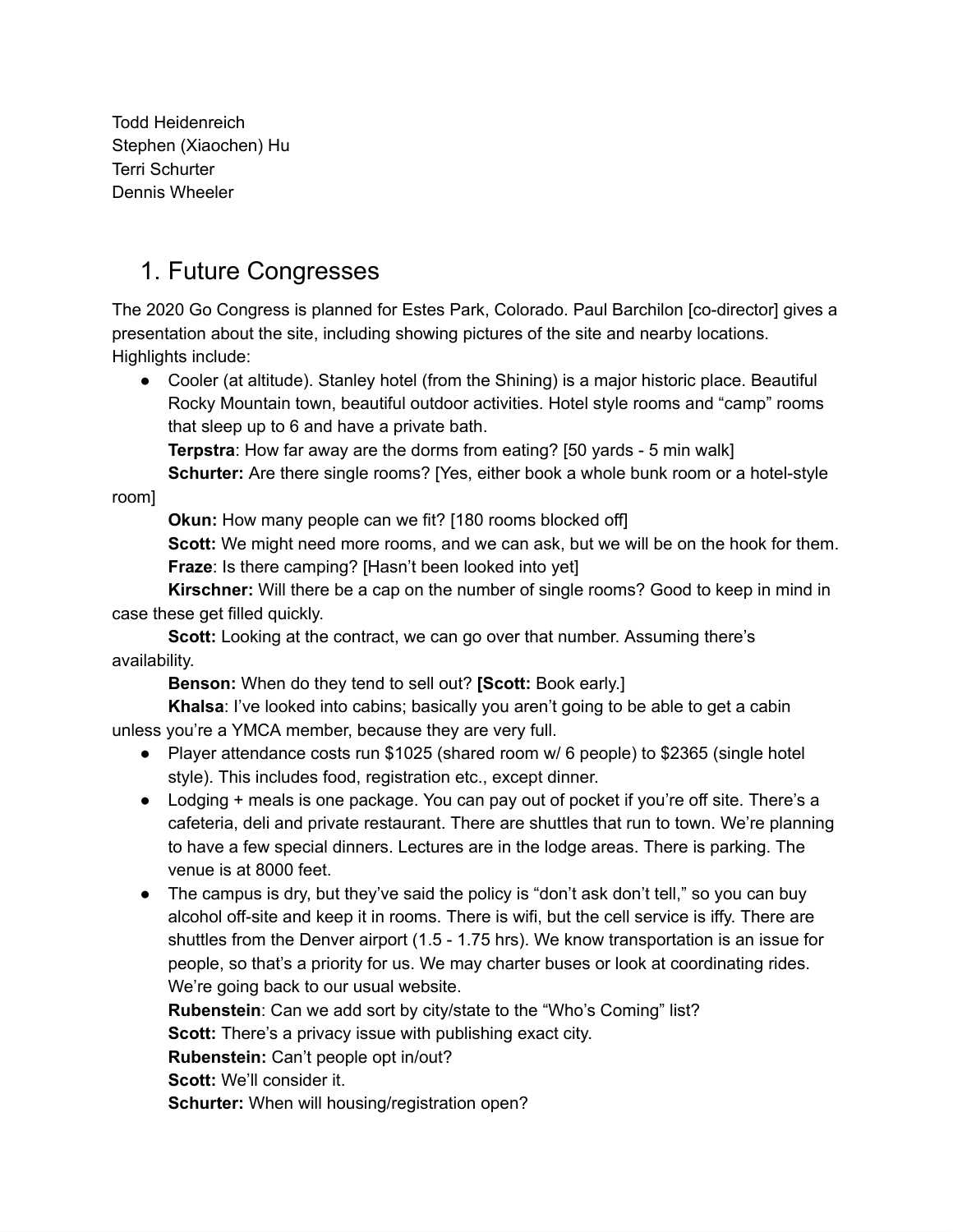Todd Heidenreich
Stephen (Xiaochen) Hu
Terri Schurter
Dennis Wheeler

## 1. Future Congresses

The 2020 Go Congress is planned for Estes Park, Colorado. Paul Barchilon [co-director] gives a presentation about the site, including showing pictures of the site and nearby locations. Highlights include:

- Cooler (at altitude). Stanley hotel (from the Shining) is a major historic place. Beautiful Rocky Mountain town, beautiful outdoor activities. Hotel style rooms and "camp" rooms that sleep up to 6 and have a private bath.

  **Terpstra**: How far away are the dorms from eating? [50 yards - 5 min walk]

  **Schurter:** Are there single rooms? [Yes, either book a whole bunk room or a hotel-style room]

  **Okun:** How many people can we fit? [180 rooms blocked off]

  **Scott:** We might need more rooms, and we can ask, but we will be on the hook for them.

  **Fraze**: Is there camping? [Hasn't been looked into yet]

  **Kirschner:** Will there be a cap on the number of single rooms? Good to keep in mind in case these get filled quickly.

  **Scott:** Looking at the contract, we can go over that number. Assuming there's availability.

  **Benson:** When do they tend to sell out? **[Scott:** Book early.]

  **Khalsa**: I've looked into cabins; basically you aren't going to be able to get a cabin unless you're a YMCA member, because they are very full.

- Player attendance costs run $1025 (shared room w/ 6 people) to $2365 (single hotel style). This includes food, registration etc., except dinner.
- Lodging + meals is one package. You can pay out of pocket if you're off site. There's a cafeteria, deli and private restaurant. There are shuttles that run to town. We're planning to have a few special dinners. Lectures are in the lodge areas. There is parking. The venue is at 8000 feet.
- The campus is dry, but they've said the policy is "don't ask don't tell," so you can buy alcohol off-site and keep it in rooms. There is wifi, but the cell service is iffy. There are shuttles from the Denver airport (1.5 - 1.75 hrs). We know transportation is an issue for people, so that's a priority for us. We may charter buses or look at coordinating rides. We're going back to our usual website.

  **Rubenstein**: Can we add sort by city/state to the "Who's Coming" list?

  **Scott:** There's a privacy issue with publishing exact city.

  **Rubenstein:** Can't people opt in/out?

  **Scott:** We'll consider it.

  **Schurter:** When will housing/registration open?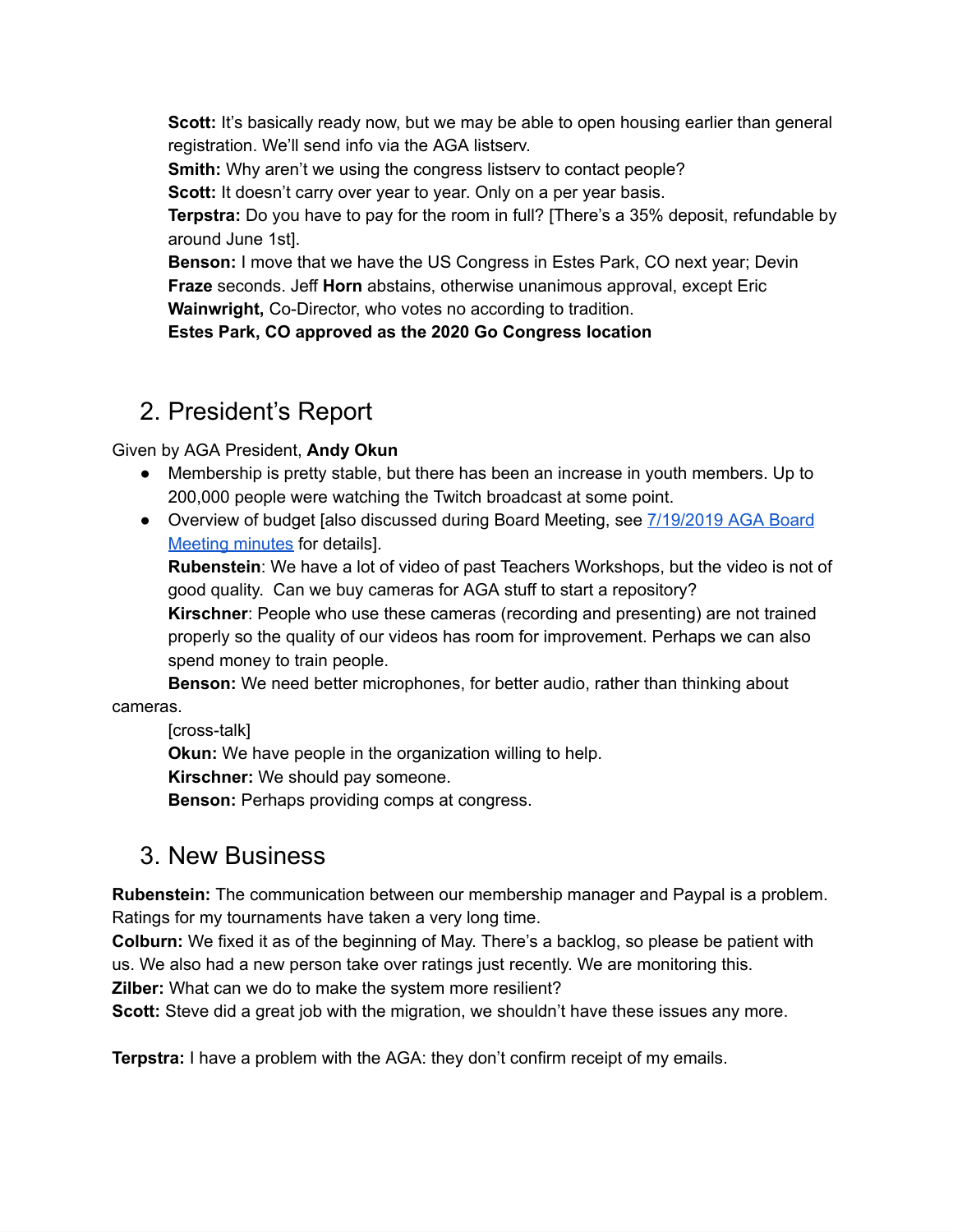**Scott:** It's basically ready now, but we may be able to open housing earlier than general registration. We'll send info via the AGA listserv.

**Smith:** Why aren't we using the congress listserv to contact people?

**Scott:** It doesn't carry over year to year. Only on a per year basis.

**Terpstra:** Do you have to pay for the room in full? [There's a 35% deposit, refundable by around June 1st].

**Benson:** I move that we have the US Congress in Estes Park, CO next year; Devin **Fraze** seconds. Jeff **Horn** abstains, otherwise unanimous approval, except Eric **Wainwright,** Co-Director, who votes no according to tradition.

**Estes Park, CO approved as the 2020 Go Congress location**

## 2. President's Report

Given by AGA President, **Andy Okun**

- Membership is pretty stable, but there has been an increase in youth members. Up to 200,000 people were watching the Twitch broadcast at some point.
- Overview of budget [also discussed during Board Meeting, see 7/19/2019 AGA Board Meeting minutes for details].

  **Rubenstein**: We have a lot of video of past Teachers Workshops, but the video is not of good quality. Can we buy cameras for AGA stuff to start a repository?

  **Kirschner**: People who use these cameras (recording and presenting) are not trained properly so the quality of our videos has room for improvement. Perhaps we can also spend money to train people.

  **Benson:** We need better microphones, for better audio, rather than thinking about cameras.

  [cross-talk]

  **Okun:** We have people in the organization willing to help.

  **Kirschner:** We should pay someone.

  **Benson:** Perhaps providing comps at congress.

## 3. New Business

**Rubenstein:** The communication between our membership manager and Paypal is a problem. Ratings for my tournaments have taken a very long time.

**Colburn:** We fixed it as of the beginning of May. There's a backlog, so please be patient with us. We also had a new person take over ratings just recently. We are monitoring this.

**Zilber:** What can we do to make the system more resilient?

**Scott:** Steve did a great job with the migration, we shouldn't have these issues any more.

**Terpstra:** I have a problem with the AGA: they don't confirm receipt of my emails.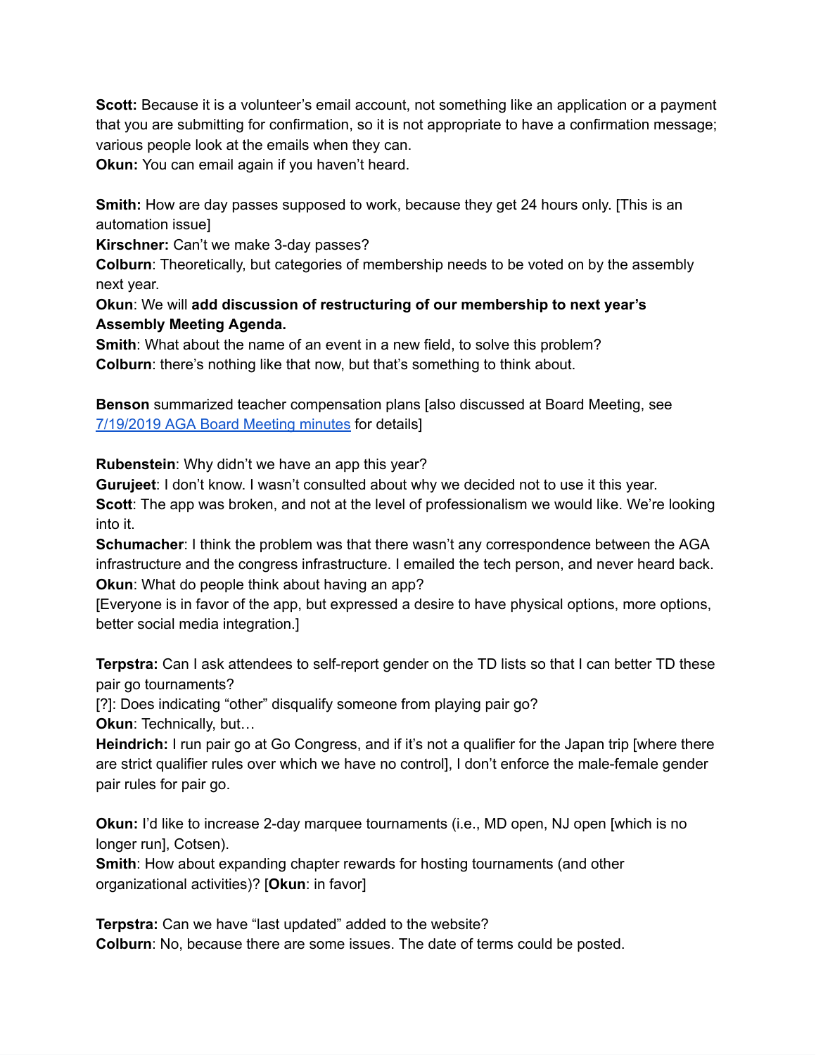**Scott:** Because it is a volunteer's email account, not something like an application or a payment that you are submitting for confirmation, so it is not appropriate to have a confirmation message; various people look at the emails when they can.
**Okun:** You can email again if you haven't heard.

**Smith:** How are day passes supposed to work, because they get 24 hours only. [This is an automation issue]
**Kirschner:** Can't we make 3-day passes?
**Colburn**: Theoretically, but categories of membership needs to be voted on by the assembly next year.
**Okun**: We will **add discussion of restructuring of our membership to next year's Assembly Meeting Agenda.**
**Smith**: What about the name of an event in a new field, to solve this problem?
**Colburn**: there's nothing like that now, but that's something to think about.

**Benson** summarized teacher compensation plans [also discussed at Board Meeting, see 7/19/2019 AGA Board Meeting minutes for details]

**Rubenstein**: Why didn't we have an app this year?
**Gurujeet**: I don't know. I wasn't consulted about why we decided not to use it this year.
**Scott**: The app was broken, and not at the level of professionalism we would like. We're looking into it.
**Schumacher**: I think the problem was that there wasn't any correspondence between the AGA infrastructure and the congress infrastructure. I emailed the tech person, and never heard back.
**Okun**: What do people think about having an app?
[Everyone is in favor of the app, but expressed a desire to have physical options, more options, better social media integration.]

**Terpstra:** Can I ask attendees to self-report gender on the TD lists so that I can better TD these pair go tournaments?
[?]: Does indicating "other" disqualify someone from playing pair go?
**Okun**: Technically, but…
**Heindrich:** I run pair go at Go Congress, and if it's not a qualifier for the Japan trip [where there are strict qualifier rules over which we have no control], I don't enforce the male-female gender pair rules for pair go.

**Okun:** I'd like to increase 2-day marquee tournaments (i.e., MD open, NJ open [which is no longer run], Cotsen).
**Smith**: How about expanding chapter rewards for hosting tournaments (and other organizational activities)? [**Okun**: in favor]

**Terpstra:** Can we have "last updated" added to the website?
**Colburn**: No, because there are some issues. The date of terms could be posted.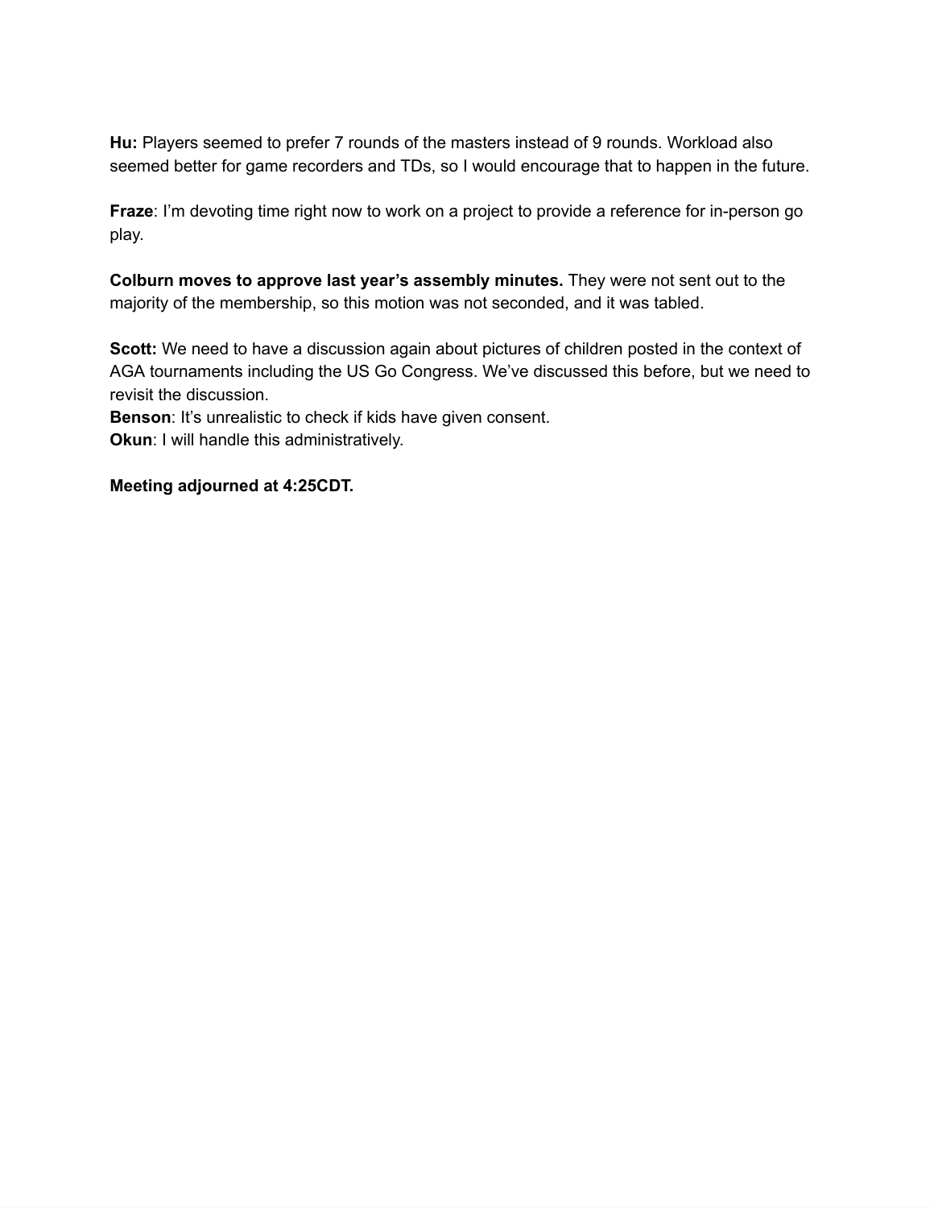**Hu:** Players seemed to prefer 7 rounds of the masters instead of 9 rounds. Workload also seemed better for game recorders and TDs, so I would encourage that to happen in the future.

**Fraze**: I'm devoting time right now to work on a project to provide a reference for in-person go play.

**Colburn moves to approve last year's assembly minutes.** They were not sent out to the majority of the membership, so this motion was not seconded, and it was tabled.

**Scott:** We need to have a discussion again about pictures of children posted in the context of AGA tournaments including the US Go Congress. We've discussed this before, but we need to revisit the discussion.
**Benson**: It's unrealistic to check if kids have given consent.
**Okun**: I will handle this administratively.

**Meeting adjourned at 4:25CDT.**